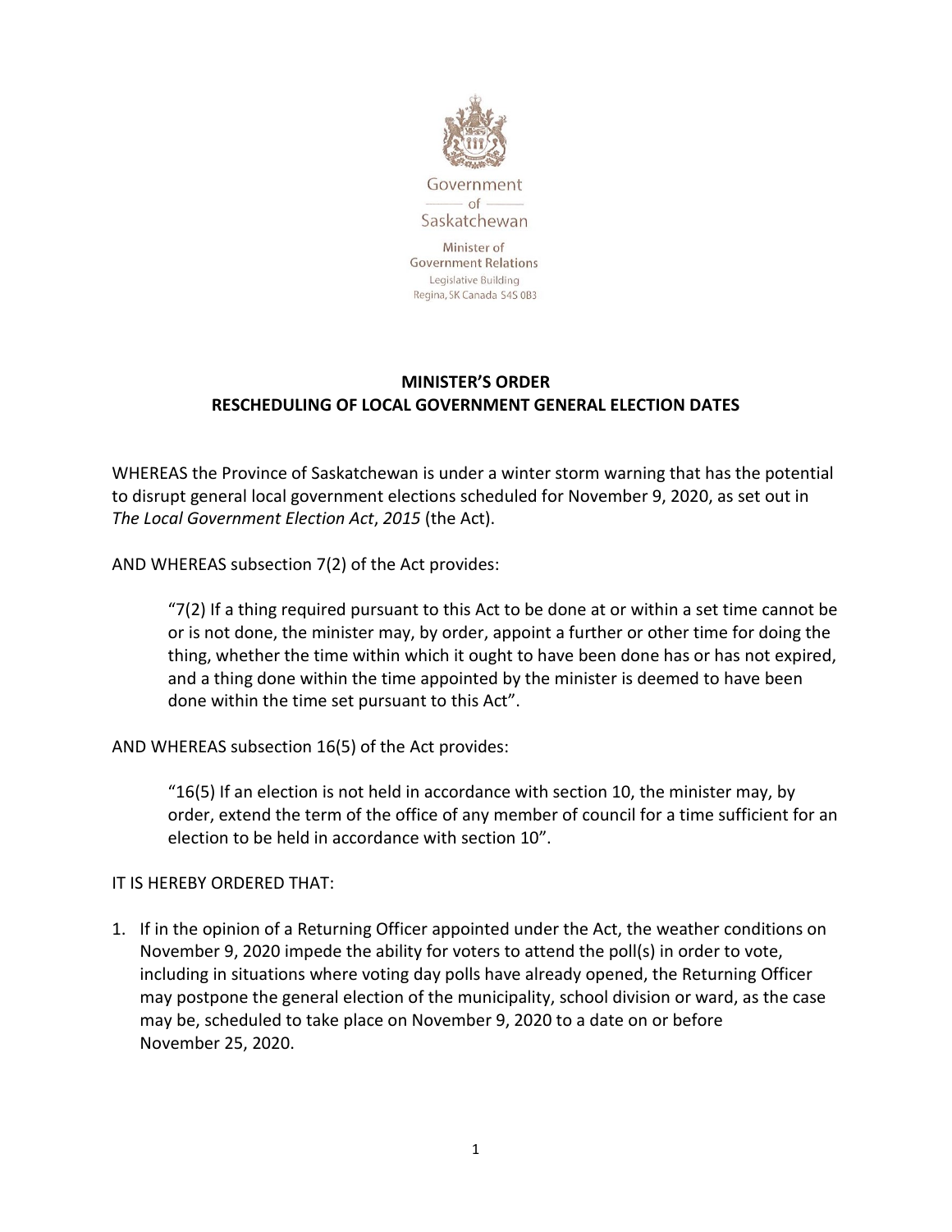Government of Saskatchewan

Minister of Government Relations
Legislative Building
Regina, SK Canada S4S 0B3

## MINISTER'S ORDER
## RESCHEDULING OF LOCAL GOVERNMENT GENERAL ELECTION DATES

WHEREAS the Province of Saskatchewan is under a winter storm warning that has the potential to disrupt general local government elections scheduled for November 9, 2020, as set out in *The Local Government Election Act*, *2015* (the Act).

AND WHEREAS subsection 7(2) of the Act provides:

> "7(2) If a thing required pursuant to this Act to be done at or within a set time cannot be or is not done, the minister may, by order, appoint a further or other time for doing the thing, whether the time within which it ought to have been done has or has not expired, and a thing done within the time appointed by the minister is deemed to have been done within the time set pursuant to this Act".

AND WHEREAS subsection 16(5) of the Act provides:

> "16(5) If an election is not held in accordance with section 10, the minister may, by order, extend the term of the office of any member of council for a time sufficient for an election to be held in accordance with section 10".

IT IS HEREBY ORDERED THAT:

1. If in the opinion of a Returning Officer appointed under the Act, the weather conditions on November 9, 2020 impede the ability for voters to attend the poll(s) in order to vote, including in situations where voting day polls have already opened, the Returning Officer may postpone the general election of the municipality, school division or ward, as the case may be, scheduled to take place on November 9, 2020 to a date on or before November 25, 2020.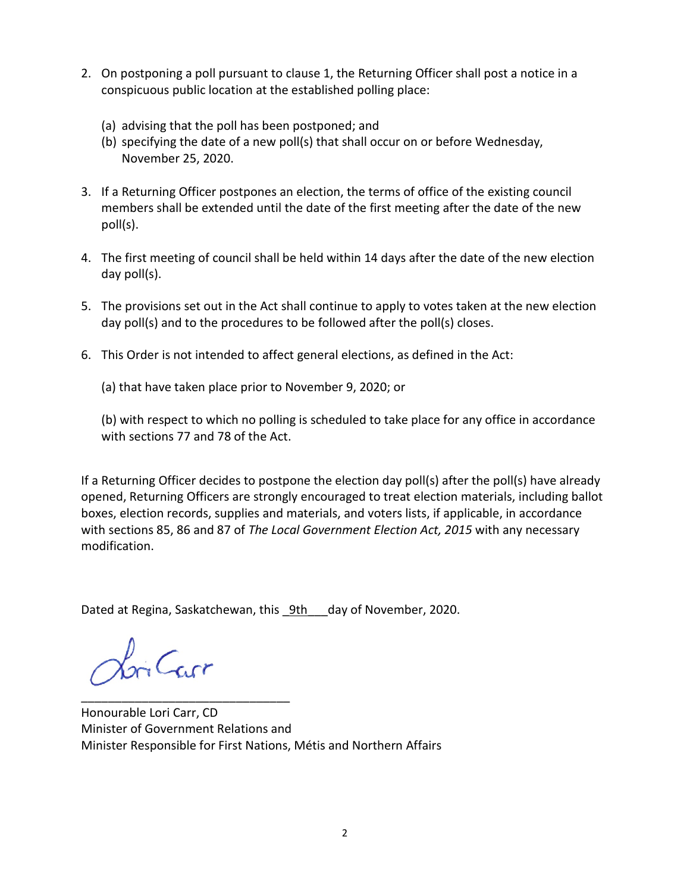2. On postponing a poll pursuant to clause 1, the Returning Officer shall post a notice in a conspicuous public location at the established polling place:

   (a) advising that the poll has been postponed; and
   (b) specifying the date of a new poll(s) that shall occur on or before Wednesday, November 25, 2020.

3. If a Returning Officer postpones an election, the terms of office of the existing council members shall be extended until the date of the first meeting after the date of the new poll(s).

4. The first meeting of council shall be held within 14 days after the date of the new election day poll(s).

5. The provisions set out in the Act shall continue to apply to votes taken at the new election day poll(s) and to the procedures to be followed after the poll(s) closes.

6. This Order is not intended to affect general elections, as defined in the Act:

   (a) that have taken place prior to November 9, 2020; or

   (b) with respect to which no polling is scheduled to take place for any office in accordance with sections 77 and 78 of the Act.

If a Returning Officer decides to postpone the election day poll(s) after the poll(s) have already opened, Returning Officers are strongly encouraged to treat election materials, including ballot boxes, election records, supplies and materials, and voters lists, if applicable, in accordance with sections 85, 86 and 87 of *The Local Government Election Act, 2015* with any necessary modification.

Dated at Regina, Saskatchewan, this _9th___day of November, 2020.

Lori Carr

_______________________________

Honourable Lori Carr, CD
Minister of Government Relations and
Minister Responsible for First Nations, Métis and Northern Affairs